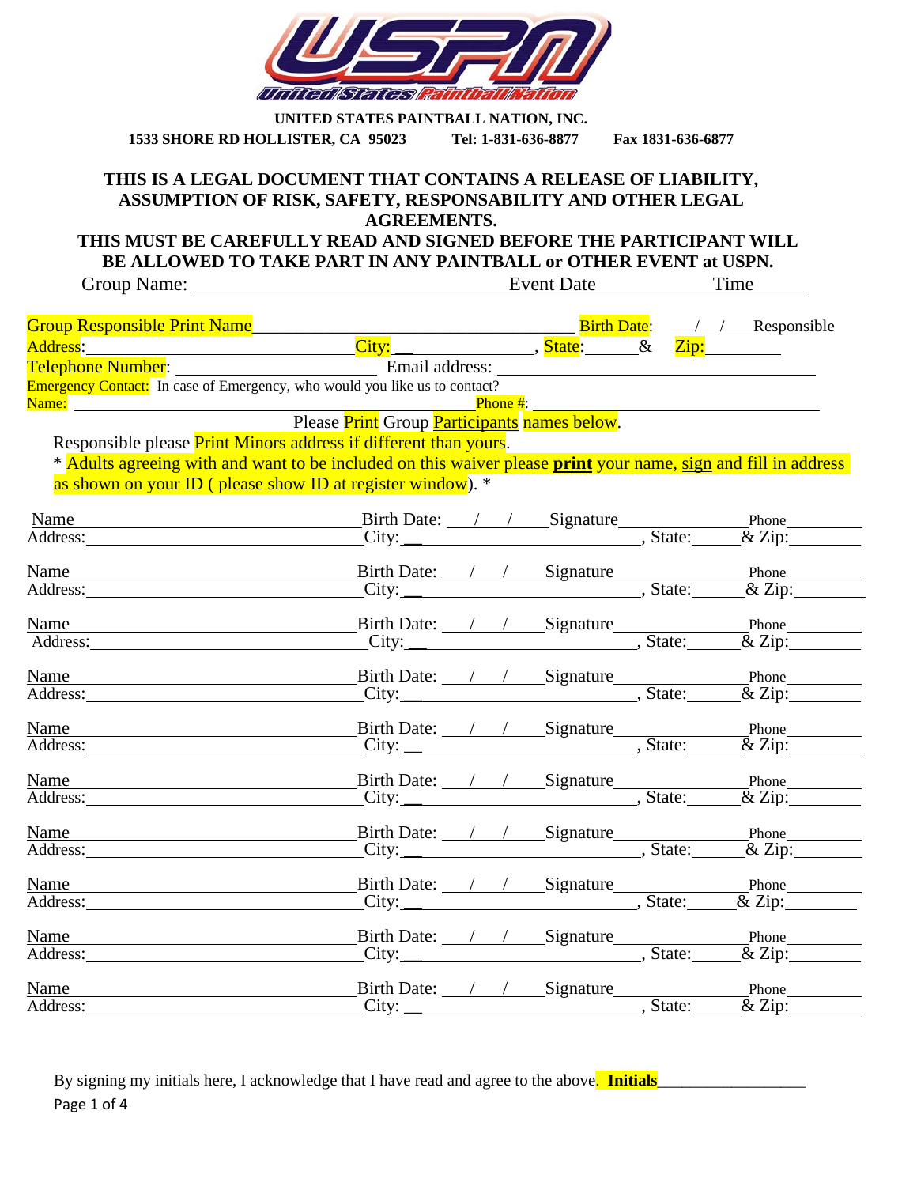**UNITED STATES PAINTBALL NATION, INC.**

**1533 SHORE RD HOLLISTER, CA 95023 Tel: 1-831-636-8877 Fax 1831-636-6877**

**THIS IS A LEGAL DOCUMENT THAT CONTAINS A RELEASE OF LIABILITY, ASSUMPTION OF RISK, SAFETY, RESPONSABILITY AND OTHER LEGAL AGREEMENTS.**

**THIS MUST BE CAREFULLY READ AND SIGNED BEFORE THE PARTICIPANT WILL BE ALLOWED TO TAKE PART IN ANY PAINTBALL or OTHER EVENT at USPN.**

Group Name: ______________________ Event Date __________ Time ______

Group Responsible Print Name ______________________ Birth Date: __/__/__ Responsible

Address: ______________________ City: ______________, State: ______ & Zip: ________

Telephone Number: ______________________ Email address: ______________________

Emergency Contact: In case of Emergency, who would you like us to contact?

Name: ______________________ Phone #: ______________________

Please Print Group Participants names below.

Responsible please Print Minors address if different than yours.

* Adults agreeing with and want to be included on this waiver please **print** your name, sign and fill in address as shown on your ID ( please show ID at register window). *

Name ______________________ Birth Date: __/__/__ Signature ______________ Phone ________
Address: ______________________ City: ______________, State: ______ & Zip: ________

Name ______________________ Birth Date: __/__/__ Signature ______________ Phone ________
Address: ______________________ City: ______________, State: ______ & Zip: ________

Name ______________________ Birth Date: __/__/__ Signature ______________ Phone ________
Address: ______________________ City: ______________, State: ______ & Zip: ________

Name ______________________ Birth Date: __/__/__ Signature ______________ Phone ________
Address: ______________________ City: ______________, State: ______ & Zip: ________

Name ______________________ Birth Date: __/__/__ Signature ______________ Phone ________
Address: ______________________ City: ______________, State: ______ & Zip: ________

Name ______________________ Birth Date: __/__/__ Signature ______________ Phone ________
Address: ______________________ City: ______________, State: ______ & Zip: ________

Name ______________________ Birth Date: __/__/__ Signature ______________ Phone ________
Address: ______________________ City: ______________, State: ______ & Zip: ________

Name ______________________ Birth Date: __/__/__ Signature ______________ Phone ________
Address: ______________________ City: ______________, State: ______ & Zip: ________

Name ______________________ Birth Date: __/__/__ Signature ______________ Phone ________
Address: ______________________ City: ______________, State: ______ & Zip: ________

Name ______________________ Birth Date: __/__/__ Signature ______________ Phone ________
Address: ______________________ City: ______________, State: ______ & Zip: ________

By signing my initials here, I acknowledge that I have read and agree to the above. **Initials** ________________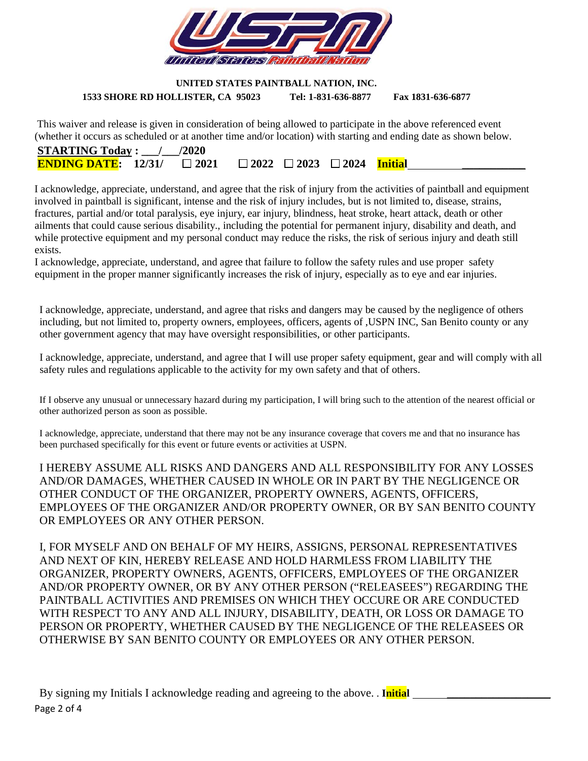**UNITED STATES PAINTBALL NATION, INC.**

**1533 SHORE RD HOLLISTER, CA 95023 Tel: 1-831-636-8877 Fax 1831-636-6877**

This waiver and release is given in consideration of being allowed to participate in the above referenced event (whether it occurs as scheduled or at another time and/or location) with starting and ending date as shown below.

**STARTING Today : ___/___/2020**

**ENDING DATE: 12/31/ ☐ 2021 ☐ 2022 ☐ 2023 ☐ 2024 Initial___________________**

I acknowledge, appreciate, understand, and agree that the risk of injury from the activities of paintball and equipment involved in paintball is significant, intense and the risk of injury includes, but is not limited to, disease, strains, fractures, partial and/or total paralysis, eye injury, ear injury, blindness, heat stroke, heart attack, death or other ailments that could cause serious disability., including the potential for permanent injury, disability and death, and while protective equipment and my personal conduct may reduce the risks, the risk of serious injury and death still exists.

I acknowledge, appreciate, understand, and agree that failure to follow the safety rules and use proper safety equipment in the proper manner significantly increases the risk of injury, especially as to eye and ear injuries.

I acknowledge, appreciate, understand, and agree that risks and dangers may be caused by the negligence of others including, but not limited to, property owners, employees, officers, agents of ,USPN INC, San Benito county or any other government agency that may have oversight responsibilities, or other participants.

I acknowledge, appreciate, understand, and agree that I will use proper safety equipment, gear and will comply with all safety rules and regulations applicable to the activity for my own safety and that of others.

If I observe any unusual or unnecessary hazard during my participation, I will bring such to the attention of the nearest official or other authorized person as soon as possible.

I acknowledge, appreciate, understand that there may not be any insurance coverage that covers me and that no insurance has been purchased specifically for this event or future events or activities at USPN.

I HEREBY ASSUME ALL RISKS AND DANGERS AND ALL RESPONSIBILITY FOR ANY LOSSES AND/OR DAMAGES, WHETHER CAUSED IN WHOLE OR IN PART BY THE NEGLIGENCE OR OTHER CONDUCT OF THE ORGANIZER, PROPERTY OWNERS, AGENTS, OFFICERS, EMPLOYEES OF THE ORGANIZER AND/OR PROPERTY OWNER, OR BY SAN BENITO COUNTY OR EMPLOYEES OR ANY OTHER PERSON.

I, FOR MYSELF AND ON BEHALF OF MY HEIRS, ASSIGNS, PERSONAL REPRESENTATIVES AND NEXT OF KIN, HEREBY RELEASE AND HOLD HARMLESS FROM LIABILITY THE ORGANIZER, PROPERTY OWNERS, AGENTS, OFFICERS, EMPLOYEES OF THE ORGANIZER AND/OR PROPERTY OWNER, OR BY ANY OTHER PERSON ("RELEASEES") REGARDING THE PAINTBALL ACTIVITIES AND PREMISES ON WHICH THEY OCCURE OR ARE CONDUCTED WITH RESPECT TO ANY AND ALL INJURY, DISABILITY, DEATH, OR LOSS OR DAMAGE TO PERSON OR PROPERTY, WHETHER CAUSED BY THE NEGLIGENCE OF THE RELEASEES OR OTHERWISE BY SAN BENITO COUNTY OR EMPLOYEES OR ANY OTHER PERSON.

By signing my Initials I acknowledge reading and agreeing to the above. . **Initial** ________________________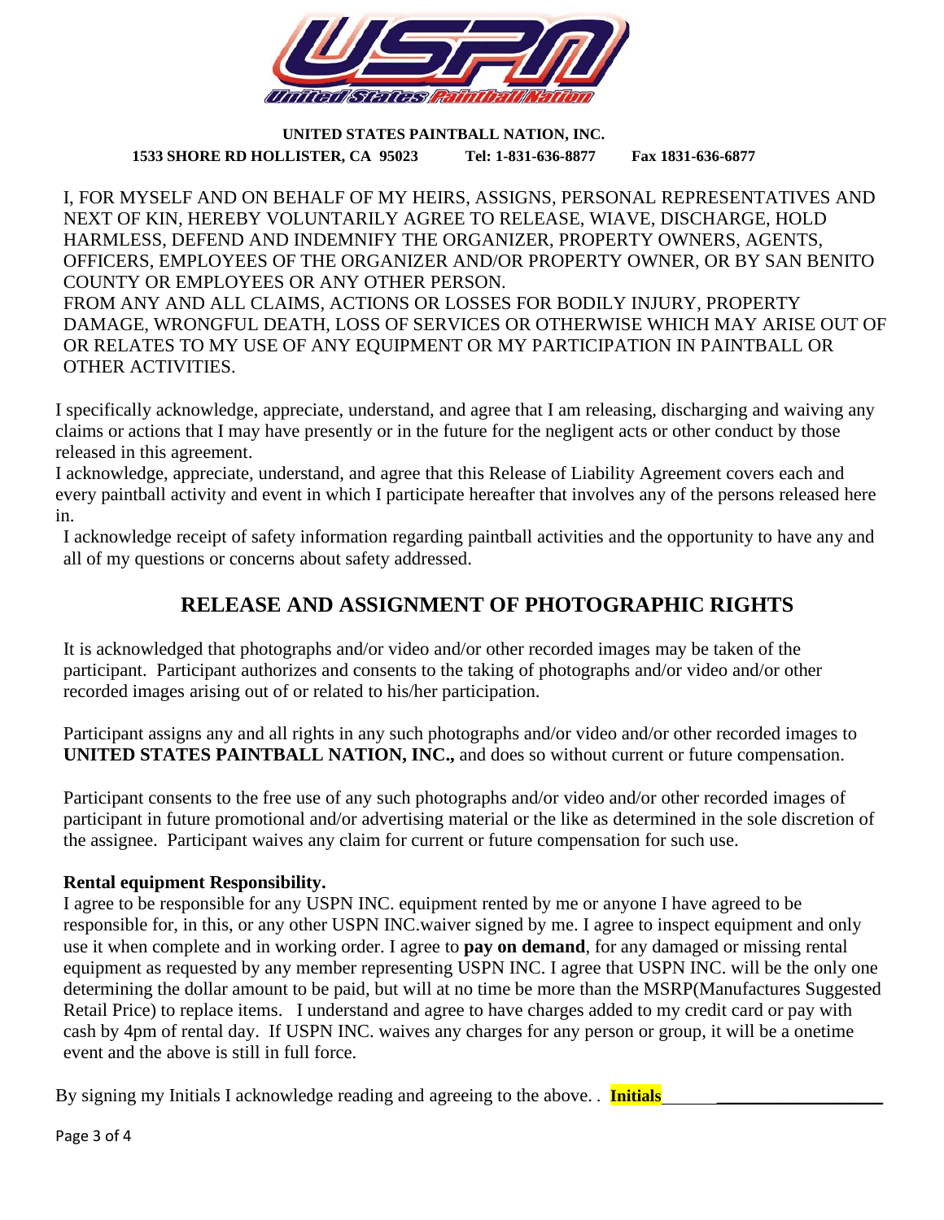**UNITED STATES PAINTBALL NATION, INC.**

**1533 SHORE RD HOLLISTER, CA 95023 Tel: 1-831-636-8877 Fax 1831-636-6877**

I, FOR MYSELF AND ON BEHALF OF MY HEIRS, ASSIGNS, PERSONAL REPRESENTATIVES AND NEXT OF KIN, HEREBY VOLUNTARILY AGREE TO RELEASE, WIAVE, DISCHARGE, HOLD HARMLESS, DEFEND AND INDEMNIFY THE ORGANIZER, PROPERTY OWNERS, AGENTS, OFFICERS, EMPLOYEES OF THE ORGANIZER AND/OR PROPERTY OWNER, OR BY SAN BENITO COUNTY OR EMPLOYEES OR ANY OTHER PERSON.
FROM ANY AND ALL CLAIMS, ACTIONS OR LOSSES FOR BODILY INJURY, PROPERTY DAMAGE, WRONGFUL DEATH, LOSS OF SERVICES OR OTHERWISE WHICH MAY ARISE OUT OF OR RELATES TO MY USE OF ANY EQUIPMENT OR MY PARTICIPATION IN PAINTBALL OR OTHER ACTIVITIES.

I specifically acknowledge, appreciate, understand, and agree that I am releasing, discharging and waiving any claims or actions that I may have presently or in the future for the negligent acts or other conduct by those released in this agreement.
I acknowledge, appreciate, understand, and agree that this Release of Liability Agreement covers each and every paintball activity and event in which I participate hereafter that involves any of the persons released here in.
I acknowledge receipt of safety information regarding paintball activities and the opportunity to have any and all of my questions or concerns about safety addressed.

## RELEASE AND ASSIGNMENT OF PHOTOGRAPHIC RIGHTS

It is acknowledged that photographs and/or video and/or other recorded images may be taken of the participant. Participant authorizes and consents to the taking of photographs and/or video and/or other recorded images arising out of or related to his/her participation.

Participant assigns any and all rights in any such photographs and/or video and/or other recorded images to **UNITED STATES PAINTBALL NATION, INC.,** and does so without current or future compensation.

Participant consents to the free use of any such photographs and/or video and/or other recorded images of participant in future promotional and/or advertising material or the like as determined in the sole discretion of the assignee. Participant waives any claim for current or future compensation for such use.

**Rental equipment Responsibility.**

I agree to be responsible for any USPN INC. equipment rented by me or anyone I have agreed to be responsible for, in this, or any other USPN INC.waiver signed by me. I agree to inspect equipment and only use it when complete and in working order. I agree to **pay on demand**, for any damaged or missing rental equipment as requested by any member representing USPN INC. I agree that USPN INC. will be the only one determining the dollar amount to be paid, but will at no time be more than the MSRP(Manufactures Suggested Retail Price) to replace items. I understand and agree to have charges added to my credit card or pay with cash by 4pm of rental day. If USPN INC. waives any charges for any person or group, it will be a onetime event and the above is still in full force.

By signing my Initials I acknowledge reading and agreeing to the above. . **Initials**_______________________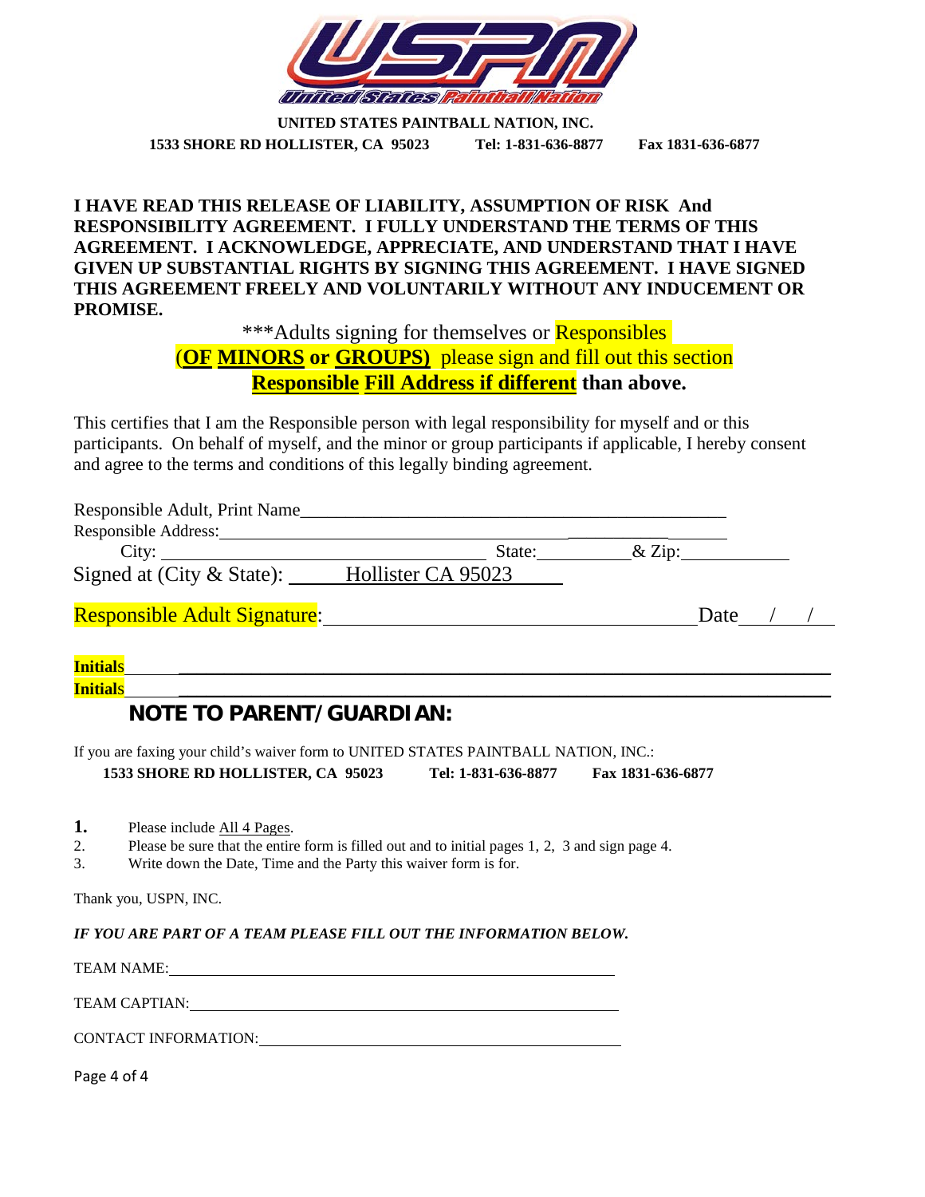**UNITED STATES PAINTBALL NATION, INC.**

**1533 SHORE RD HOLLISTER, CA 95023 Tel: 1-831-636-8877 Fax 1831-636-6877**

**I HAVE READ THIS RELEASE OF LIABILITY, ASSUMPTION OF RISK And RESPONSIBILITY AGREEMENT. I FULLY UNDERSTAND THE TERMS OF THIS AGREEMENT. I ACKNOWLEDGE, APPRECIATE, AND UNDERSTAND THAT I HAVE GIVEN UP SUBSTANTIAL RIGHTS BY SIGNING THIS AGREEMENT. I HAVE SIGNED THIS AGREEMENT FREELY AND VOLUNTARILY WITHOUT ANY INDUCEMENT OR PROMISE.**

***Adults signing for themselves or Responsibles (**OF MINORS or GROUPS)** please sign and fill out this section **Responsible Fill Address if different than above.**

This certifies that I am the Responsible person with legal responsibility for myself and or this participants. On behalf of myself, and the minor or group participants if applicable, I hereby consent and agree to the terms and conditions of this legally binding agreement.

Responsible Adult, Print Name_______________________________________________

Responsible Address:_______________________________________________

City: ______________________________ State:__________& Zip:___________

Signed at (City & State): Hollister CA 95023

Responsible Adult Signature:___________________________________ Date___/___/___

**Initials**_____________________________________________________________

**Initials**_____________________________________________________________

## NOTE TO PARENT/GUARDIAN:

If you are faxing your child's waiver form to UNITED STATES PAINTBALL NATION, INC.:

**1533 SHORE RD HOLLISTER, CA 95023 Tel: 1-831-636-8877 Fax 1831-636-6877**

1. Please include All 4 Pages.
2. Please be sure that the entire form is filled out and to initial pages 1, 2, 3 and sign page 4.
3. Write down the Date, Time and the Party this waiver form is for.

Thank you, USPN, INC.

***IF YOU ARE PART OF A TEAM PLEASE FILL OUT THE INFORMATION BELOW.***

TEAM NAME:_______________________________________________

TEAM CAPTIAN:_______________________________________________

CONTACT INFORMATION:_______________________________________________